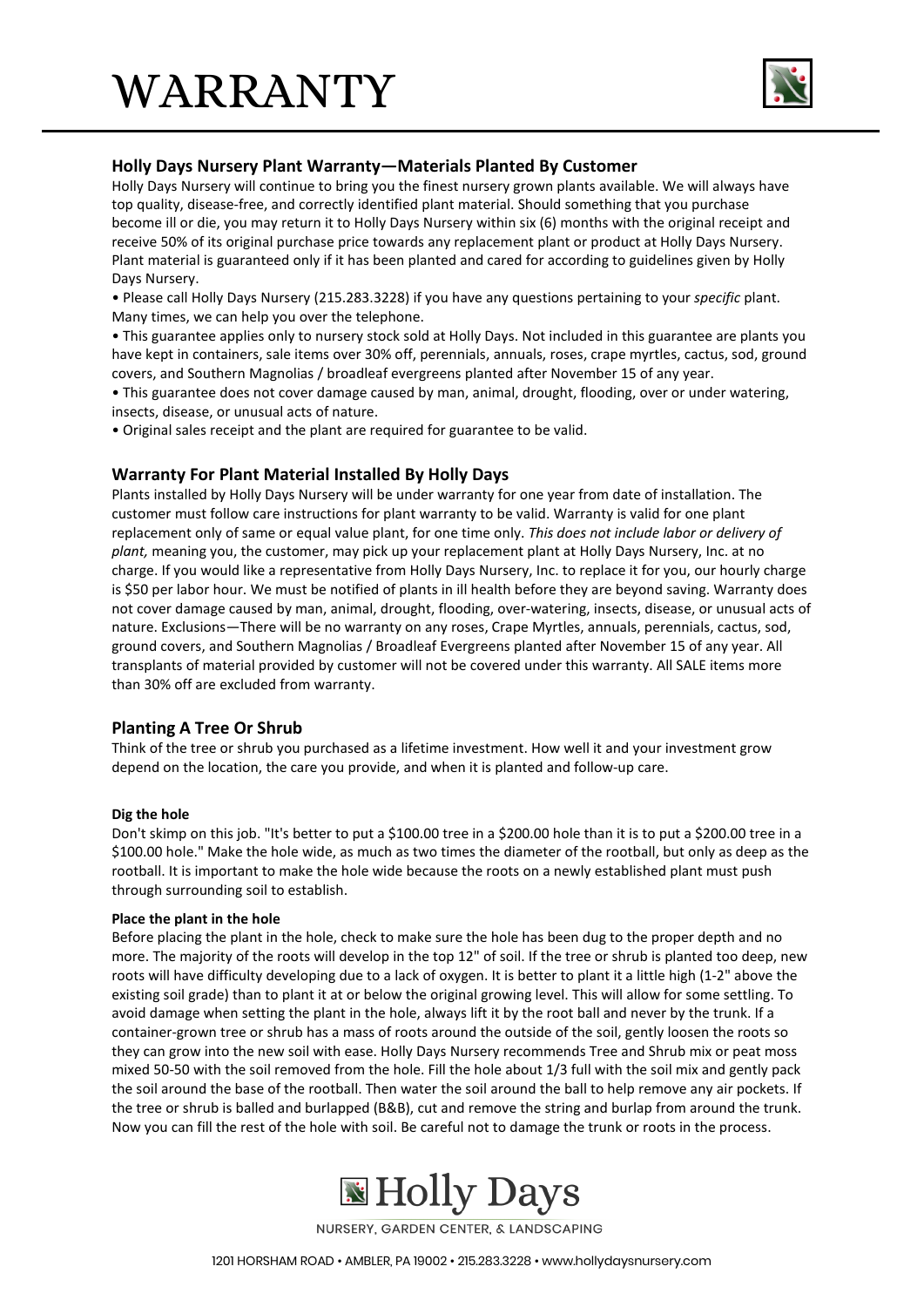# WARRANTY

## Holly Days Nursery Plant Warranty—Materials Planted By Customer

Holly Days Nursery will continue to bring you the finest nursery grown plants available. We will always have top quality, disease-free, and correctly identified plant material. Should something that you purchase become ill or die, you may return it to Holly Days Nursery within six (6) months with the original receipt and receive 50% of its original purchase price towards any replacement plant or product at Holly Days Nursery. Plant material is guaranteed only if it has been planted and cared for according to guidelines given by Holly Days Nursery.

- Please call Holly Days Nursery (215.283.3228) if you have any questions pertaining to your *specific* plant. Many times, we can help you over the telephone.
- This guarantee applies only to nursery stock sold at Holly Days. Not included in this guarantee are plants you have kept in containers, sale items over 30% off, perennials, annuals, roses, crape myrtles, cactus, sod, ground covers, and Southern Magnolias / broadleaf evergreens planted after November 15 of any year.
- This guarantee does not cover damage caused by man, animal, drought, flooding, over or under watering, insects, disease, or unusual acts of nature.
- Original sales receipt and the plant are required for guarantee to be valid.

## Warranty For Plant Material Installed By Holly Days

Plants installed by Holly Days Nursery will be under warranty for one year from date of installation. The customer must follow care instructions for plant warranty to be valid. Warranty is valid for one plant replacement only of same or equal value plant, for one time only. *This does not include labor or delivery of plant,* meaning you, the customer, may pick up your replacement plant at Holly Days Nursery, Inc. at no charge. If you would like a representative from Holly Days Nursery, Inc. to replace it for you, our hourly charge is $50 per labor hour. We must be notified of plants in ill health before they are beyond saving. Warranty does not cover damage caused by man, animal, drought, flooding, over-watering, insects, disease, or unusual acts of nature. Exclusions—There will be no warranty on any roses, Crape Myrtles, annuals, perennials, cactus, sod, ground covers, and Southern Magnolias / Broadleaf Evergreens planted after November 15 of any year. All transplants of material provided by customer will not be covered under this warranty. All SALE items more than 30% off are excluded from warranty.

## Planting A Tree Or Shrub

Think of the tree or shrub you purchased as a lifetime investment. How well it and your investment grow depend on the location, the care you provide, and when it is planted and follow-up care.

#### Dig the hole

Don't skimp on this job. "It's better to put a $100.00 tree in a $200.00 hole than it is to put a $200.00 tree in a $100.00 hole." Make the hole wide, as much as two times the diameter of the rootball, but only as deep as the rootball. It is important to make the hole wide because the roots on a newly established plant must push through surrounding soil to establish.

#### Place the plant in the hole

Before placing the plant in the hole, check to make sure the hole has been dug to the proper depth and no more. The majority of the roots will develop in the top 12" of soil. If the tree or shrub is planted too deep, new roots will have difficulty developing due to a lack of oxygen. It is better to plant it a little high (1-2" above the existing soil grade) than to plant it at or below the original growing level. This will allow for some settling. To avoid damage when setting the plant in the hole, always lift it by the root ball and never by the trunk. If a container-grown tree or shrub has a mass of roots around the outside of the soil, gently loosen the roots so they can grow into the new soil with ease. Holly Days Nursery recommends Tree and Shrub mix or peat moss mixed 50-50 with the soil removed from the hole. Fill the hole about 1/3 full with the soil mix and gently pack the soil around the base of the rootball. Then water the soil around the ball to help remove any air pockets. If the tree or shrub is balled and burlapped (B&B), cut and remove the string and burlap from around the trunk. Now you can fill the rest of the hole with soil. Be careful not to damage the trunk or roots in the process.

Holly Days

NURSERY, GARDEN CENTER, & LANDSCAPING

1201 HORSHAM ROAD • AMBLER, PA 19002 • 215.283.3228 • www.hollydaysnursery.com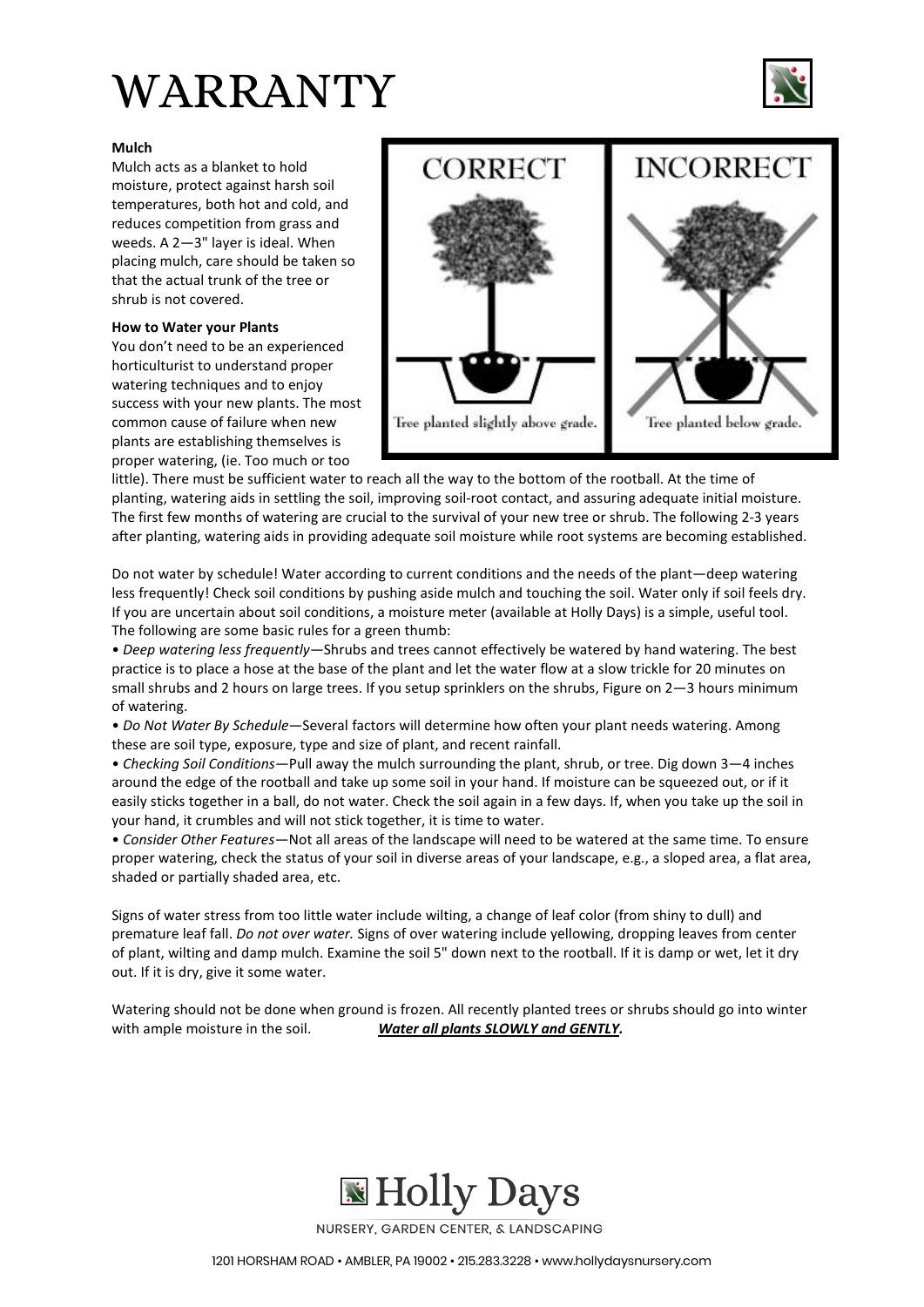# WARRANTY

**Mulch**

Mulch acts as a blanket to hold moisture, protect against harsh soil temperatures, both hot and cold, and reduces competition from grass and weeds. A 2—3" layer is ideal. When placing mulch, care should be taken so that the actual trunk of the tree or shrub is not covered.

CORRECT

Tree planted slightly above grade.

INCORRECT

Tree planted below grade.

**How to Water your Plants**

You don't need to be an experienced horticulturist to understand proper watering techniques and to enjoy success with your new plants. The most common cause of failure when new plants are establishing themselves is proper watering, (ie. Too much or too little). There must be sufficient water to reach all the way to the bottom of the rootball. At the time of planting, watering aids in settling the soil, improving soil-root contact, and assuring adequate initial moisture. The first few months of watering are crucial to the survival of your new tree or shrub. The following 2-3 years after planting, watering aids in providing adequate soil moisture while root systems are becoming established.

Do not water by schedule! Water according to current conditions and the needs of the plant—deep watering less frequently! Check soil conditions by pushing aside mulch and touching the soil. Water only if soil feels dry. If you are uncertain about soil conditions, a moisture meter (available at Holly Days) is a simple, useful tool. The following are some basic rules for a green thumb:

• *Deep watering less frequently*—Shrubs and trees cannot effectively be watered by hand watering. The best practice is to place a hose at the base of the plant and let the water flow at a slow trickle for 20 minutes on small shrubs and 2 hours on large trees. If you setup sprinklers on the shrubs, Figure on 2—3 hours minimum of watering.

• *Do Not Water By Schedule*—Several factors will determine how often your plant needs watering. Among these are soil type, exposure, type and size of plant, and recent rainfall.

• *Checking Soil Conditions*—Pull away the mulch surrounding the plant, shrub, or tree. Dig down 3—4 inches around the edge of the rootball and take up some soil in your hand. If moisture can be squeezed out, or if it easily sticks together in a ball, do not water. Check the soil again in a few days. If, when you take up the soil in your hand, it crumbles and will not stick together, it is time to water.

• *Consider Other Features*—Not all areas of the landscape will need to be watered at the same time. To ensure proper watering, check the status of your soil in diverse areas of your landscape, e.g., a sloped area, a flat area, shaded or partially shaded area, etc.

Signs of water stress from too little water include wilting, a change of leaf color (from shiny to dull) and premature leaf fall. *Do not over water.* Signs of over watering include yellowing, dropping leaves from center of plant, wilting and damp mulch. Examine the soil 5" down next to the rootball. If it is damp or wet, let it dry out. If it is dry, give it some water.

Watering should not be done when ground is frozen. All recently planted trees or shrubs should go into winter with ample moisture in the soil. ***Water all plants SLOWLY and GENTLY.***

Holly Days

NURSERY, GARDEN CENTER, & LANDSCAPING

1201 HORSHAM ROAD • AMBLER, PA 19002 • 215.283.3228 • www.hollydaysnursery.com